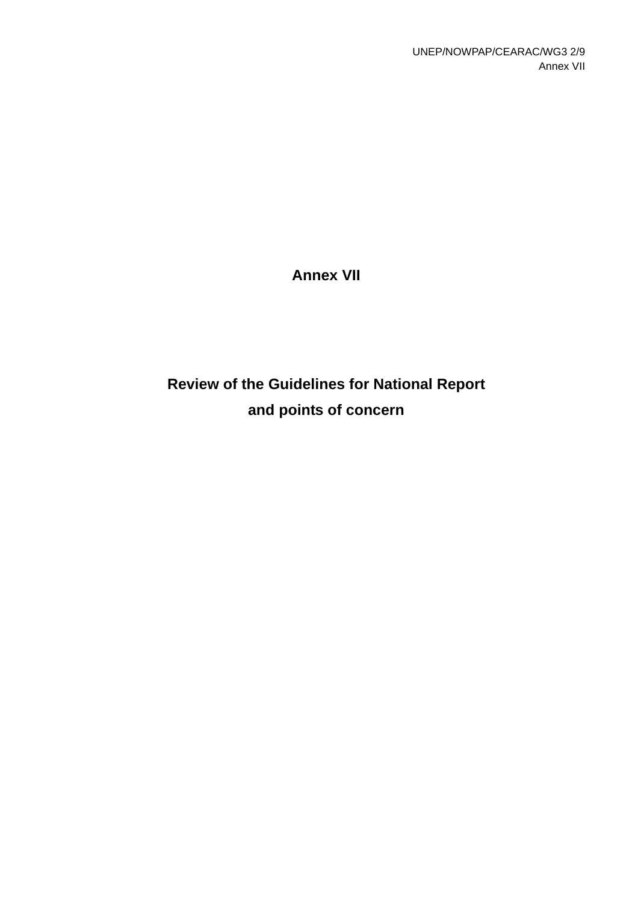# Annex VII

## Review of the Guidelines for National Report and points of concern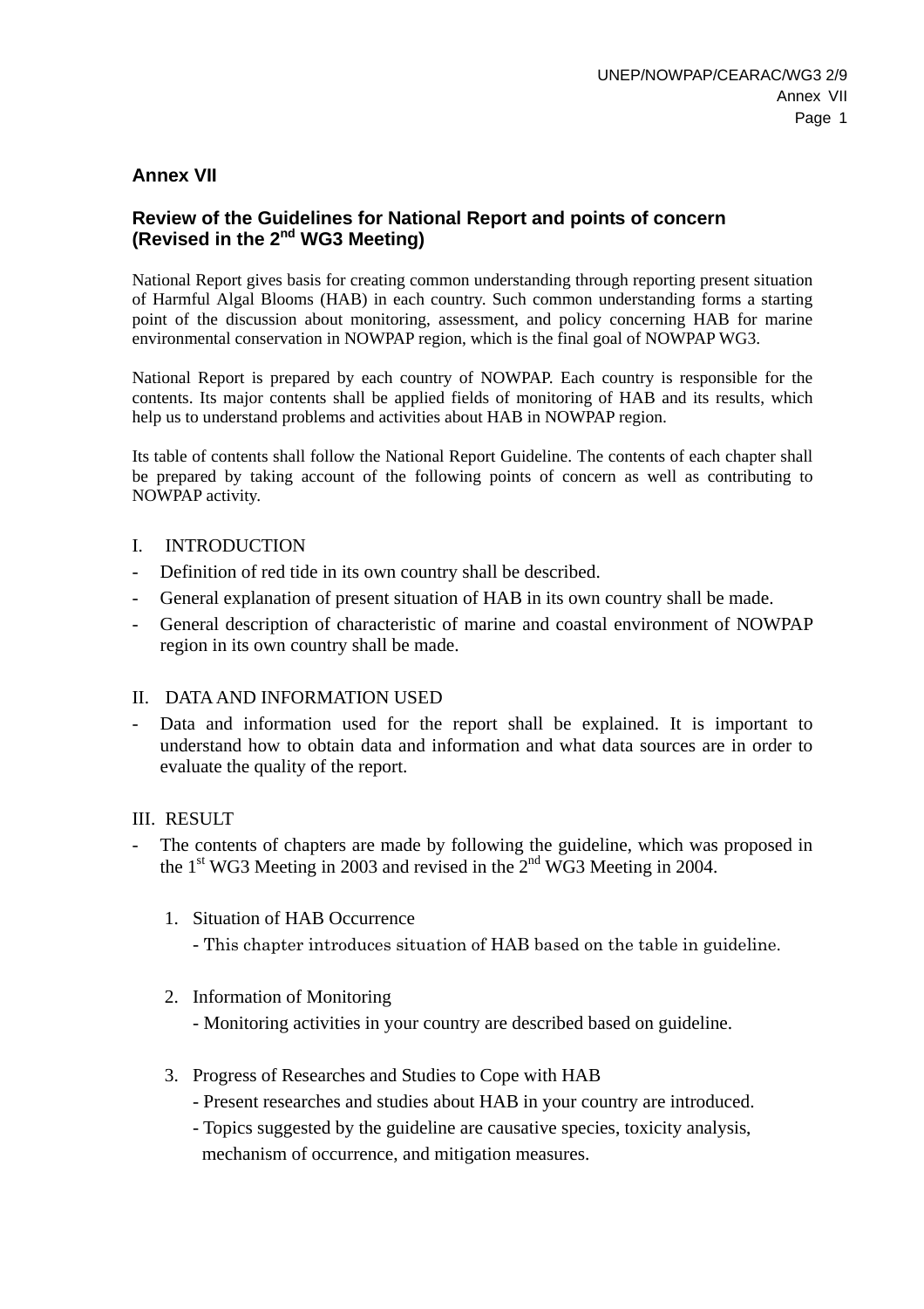## Annex VII

### Review of the Guidelines for National Report and points of concern (Revised in the 2nd WG3 Meeting)

National Report gives basis for creating common understanding through reporting present situation of Harmful Algal Blooms (HAB) in each country. Such common understanding forms a starting point of the discussion about monitoring, assessment, and policy concerning HAB for marine environmental conservation in NOWPAP region, which is the final goal of NOWPAP WG3.

National Report is prepared by each country of NOWPAP. Each country is responsible for the contents. Its major contents shall be applied fields of monitoring of HAB and its results, which help us to understand problems and activities about HAB in NOWPAP region.

Its table of contents shall follow the National Report Guideline. The contents of each chapter shall be prepared by taking account of the following points of concern as well as contributing to NOWPAP activity.

I. INTRODUCTION

- Definition of red tide in its own country shall be described.
- General explanation of present situation of HAB in its own country shall be made.
- General description of characteristic of marine and coastal environment of NOWPAP region in its own country shall be made.

II. DATA AND INFORMATION USED

- Data and information used for the report shall be explained. It is important to understand how to obtain data and information and what data sources are in order to evaluate the quality of the report.

III. RESULT

- The contents of chapters are made by following the guideline, which was proposed in the 1st WG3 Meeting in 2003 and revised in the 2nd WG3 Meeting in 2004.

 1. Situation of HAB Occurrence
    - This chapter introduces situation of HAB based on the table in guideline.

 2. Information of Monitoring
    - Monitoring activities in your country are described based on guideline.

 3. Progress of Researches and Studies to Cope with HAB
    - Present researches and studies about HAB in your country are introduced.
    - Topics suggested by the guideline are causative species, toxicity analysis, mechanism of occurrence, and mitigation measures.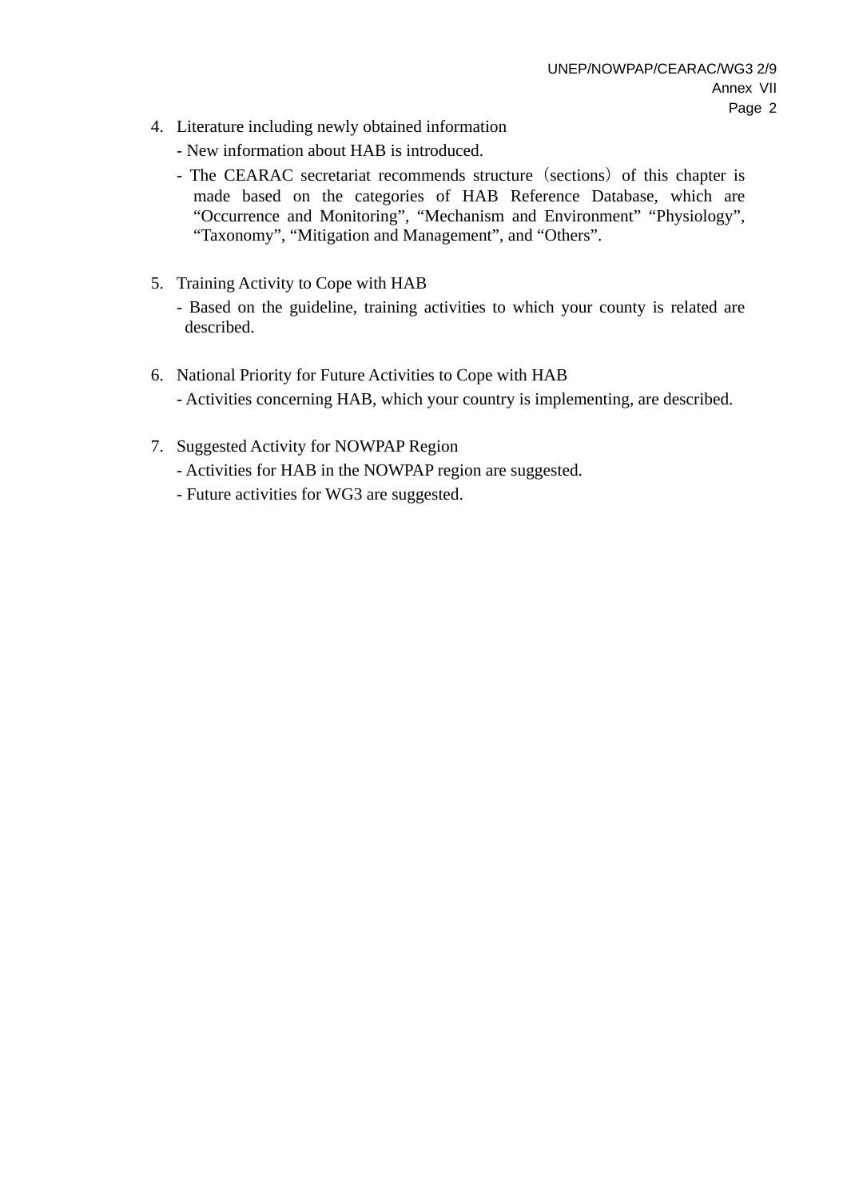4. Literature including newly obtained information
   - New information about HAB is introduced.
   - The CEARAC secretariat recommends structure（sections）of this chapter is made based on the categories of HAB Reference Database, which are “Occurrence and Monitoring”, “Mechanism and Environment” “Physiology”, “Taxonomy”, “Mitigation and Management”, and “Others”.

5. Training Activity to Cope with HAB
   - Based on the guideline, training activities to which your county is related are described.

6. National Priority for Future Activities to Cope with HAB
   - Activities concerning HAB, which your country is implementing, are described.

7. Suggested Activity for NOWPAP Region
   - Activities for HAB in the NOWPAP region are suggested.
   - Future activities for WG3 are suggested.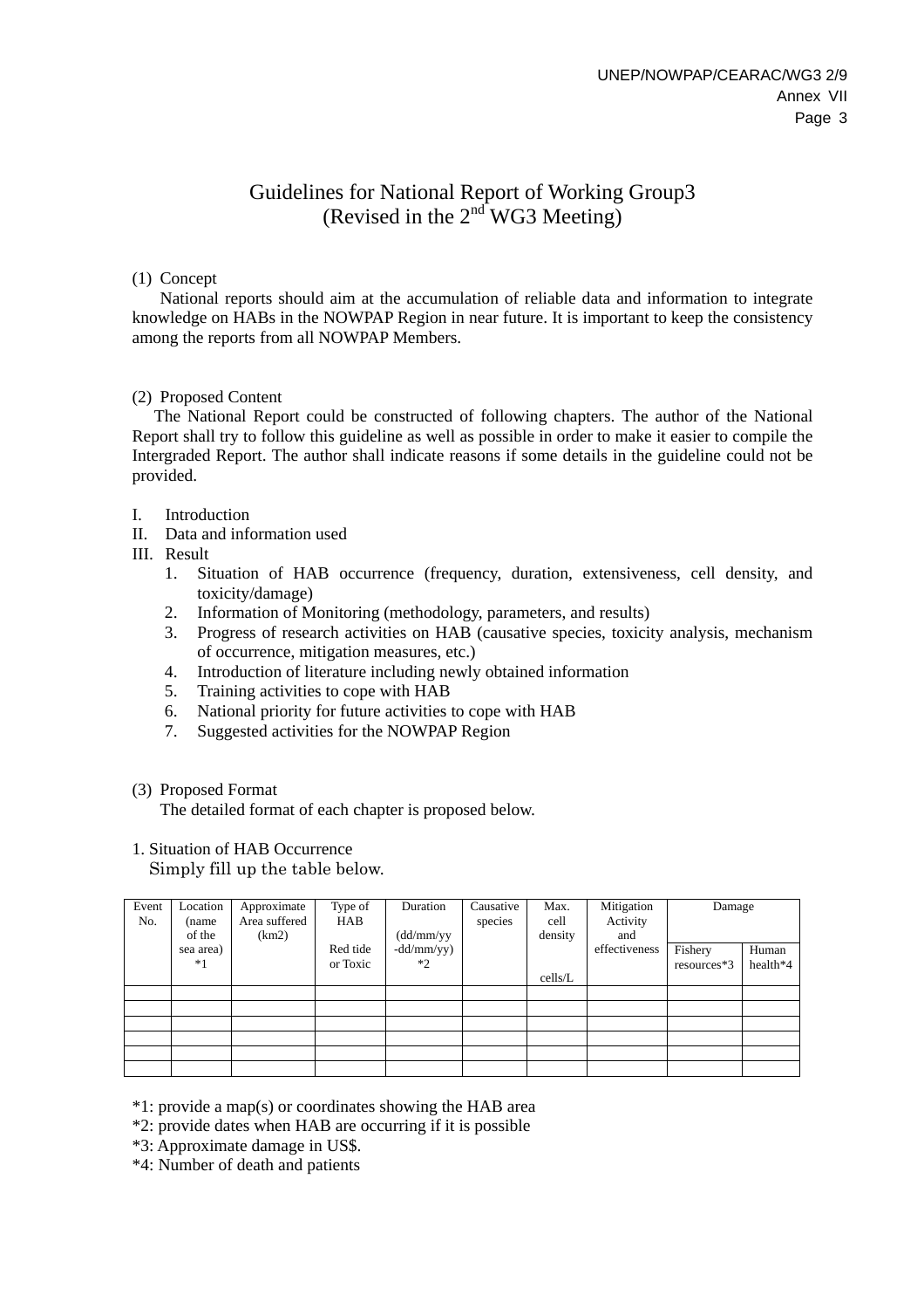# Guidelines for National Report of Working Group3
(Revised in the 2nd WG3 Meeting)

(1) Concept

National reports should aim at the accumulation of reliable data and information to integrate knowledge on HABs in the NOWPAP Region in near future. It is important to keep the consistency among the reports from all NOWPAP Members.

(2) Proposed Content

The National Report could be constructed of following chapters. The author of the National Report shall try to follow this guideline as well as possible in order to make it easier to compile the Intergraded Report. The author shall indicate reasons if some details in the guideline could not be provided.

I. Introduction
II. Data and information used
III. Result
   1. Situation of HAB occurrence (frequency, duration, extensiveness, cell density, and toxicity/damage)
   2. Information of Monitoring (methodology, parameters, and results)
   3. Progress of research activities on HAB (causative species, toxicity analysis, mechanism of occurrence, mitigation measures, etc.)
   4. Introduction of literature including newly obtained information
   5. Training activities to cope with HAB
   6. National priority for future activities to cope with HAB
   7. Suggested activities for the NOWPAP Region

(3) Proposed Format

The detailed format of each chapter is proposed below.

1. Situation of HAB Occurrence

Simply fill up the table below.

| Event No. | Location (name of the sea area) *1 | Approximate Area suffered (km2) | Type of HAB<br>Red tide or Toxic | Duration<br>(dd/mm/yy -dd/mm/yy) *2 | Causative species | Max. cell density<br>cells/L | Mitigation Activity and effectiveness | Damage | |
|---|---|---|---|---|---|---|---|---|---|
| | | | | | | | | Fishery resources*3 | Human health*4 |
| | | | | | | | | | |
| | | | | | | | | | |
| | | | | | | | | | |
| | | | | | | | | | |
| | | | | | | | | | |
| | | | | | | | | | |

*1: provide a map(s) or coordinates showing the HAB area
*2: provide dates when HAB are occurring if it is possible
*3: Approximate damage in US$.
*4: Number of death and patients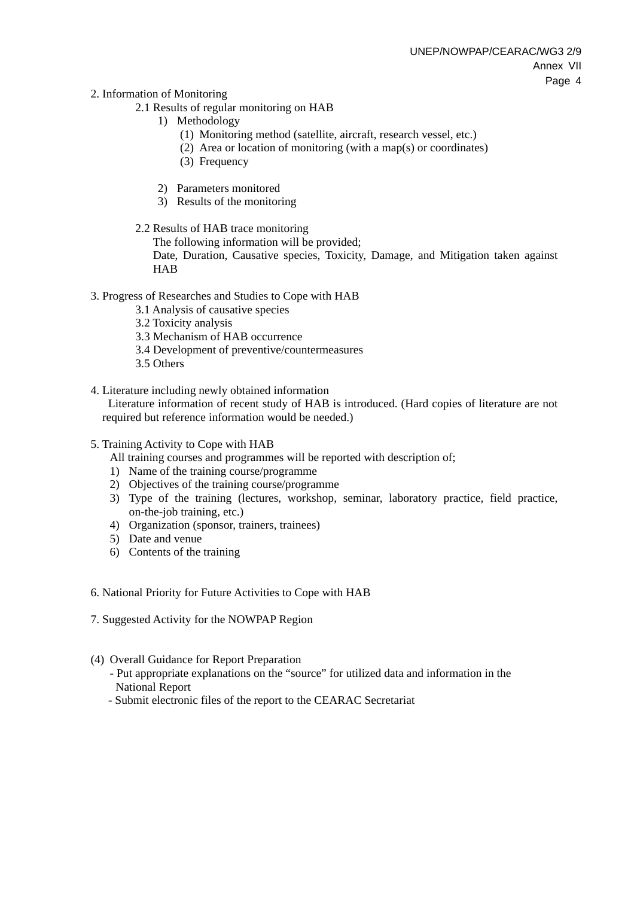2. Information of Monitoring

2.1 Results of regular monitoring on HAB

1) Methodology
   (1) Monitoring method (satellite, aircraft, research vessel, etc.)
   (2) Area or location of monitoring (with a map(s) or coordinates)
   (3) Frequency

2) Parameters monitored
3) Results of the monitoring

2.2 Results of HAB trace monitoring

The following information will be provided;
Date, Duration, Causative species, Toxicity, Damage, and Mitigation taken against HAB

3. Progress of Researches and Studies to Cope with HAB

3.1 Analysis of causative species
3.2 Toxicity analysis
3.3 Mechanism of HAB occurrence
3.4 Development of preventive/countermeasures
3.5 Others

4. Literature including newly obtained information

Literature information of recent study of HAB is introduced. (Hard copies of literature are not required but reference information would be needed.)

5. Training Activity to Cope with HAB

All training courses and programmes will be reported with description of;

1) Name of the training course/programme
2) Objectives of the training course/programme
3) Type of the training (lectures, workshop, seminar, laboratory practice, field practice, on-the-job training, etc.)
4) Organization (sponsor, trainers, trainees)
5) Date and venue
6) Contents of the training

6. National Priority for Future Activities to Cope with HAB

7. Suggested Activity for the NOWPAP Region

(4) Overall Guidance for Report Preparation

- Put appropriate explanations on the “source” for utilized data and information in the National Report
- Submit electronic files of the report to the CEARAC Secretariat